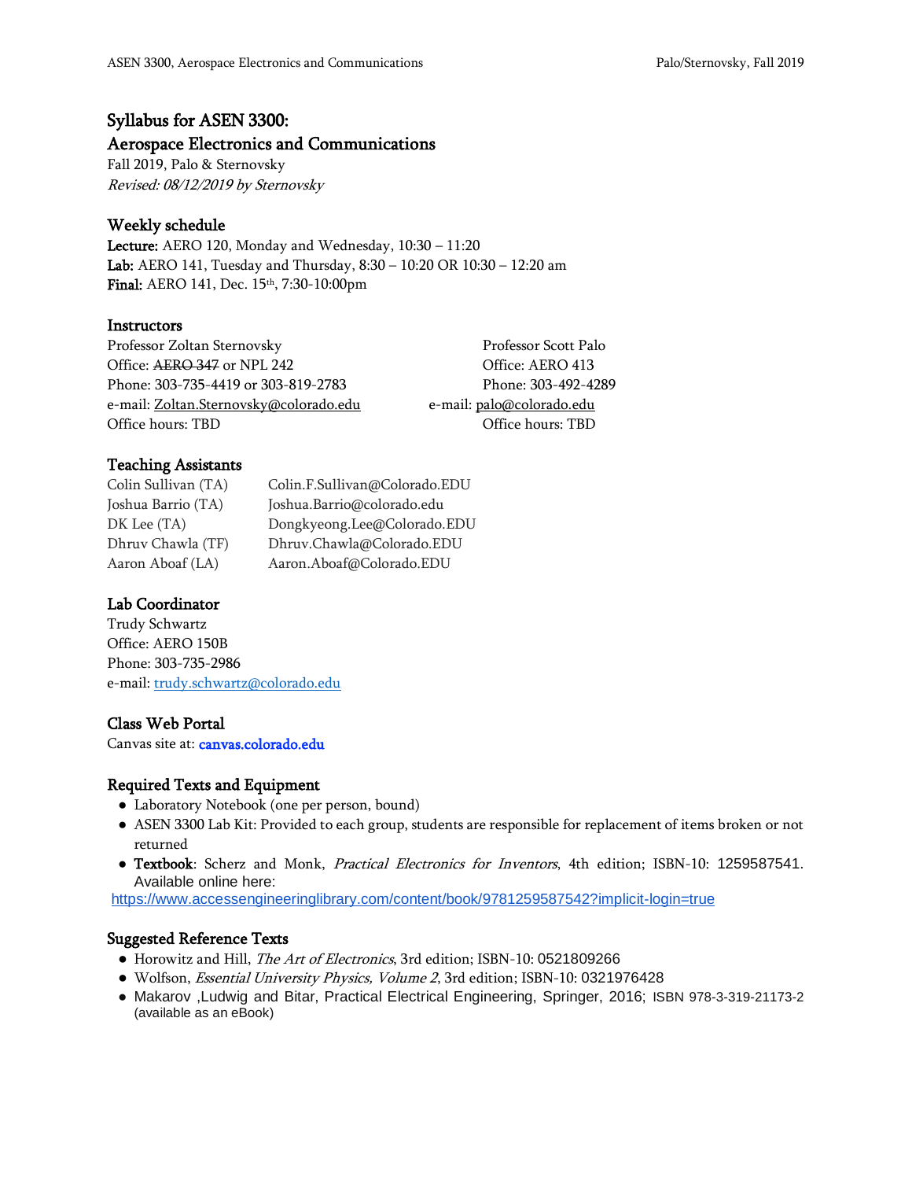# Syllabus for ASEN 3300: Aerospace Electronics and Communications

Fall 2019, Palo & Sternovsky
*Revised: 08/12/2019 by Sternovsky*

## Weekly schedule

**Lecture:** AERO 120, Monday and Wednesday, 10:30 – 11:20
**Lab:** AERO 141, Tuesday and Thursday, 8:30 – 10:20 OR 10:30 – 12:20 am
**Final:** AERO 141, Dec. 15th, 7:30-10:00pm

## Instructors

Professor Zoltan Sternovsky
Office: ~~AERO 347~~ or NPL 242
Phone: 303-735-4419 or 303-819-2783
e-mail: Zoltan.Sternovsky@colorado.edu
Office hours: TBD

Professor Scott Palo
Office: AERO 413
Phone: 303-492-4289
e-mail: palo@colorado.edu
Office hours: TBD

## Teaching Assistants

| | |
|---|---|
| Colin Sullivan (TA) | Colin.F.Sullivan@Colorado.EDU |
| Joshua Barrio (TA) | Joshua.Barrio@colorado.edu |
| DK Lee (TA) | Dongkyeong.Lee@Colorado.EDU |
| Dhruv Chawla (TF) | Dhruv.Chawla@Colorado.EDU |
| Aaron Aboaf (LA) | Aaron.Aboaf@Colorado.EDU |

## Lab Coordinator

Trudy Schwartz
Office: AERO 150B
Phone: 303-735-2986
e-mail: trudy.schwartz@colorado.edu

## Class Web Portal

Canvas site at: canvas.colorado.edu

## Required Texts and Equipment

- Laboratory Notebook (one per person, bound)
- ASEN 3300 Lab Kit: Provided to each group, students are responsible for replacement of items broken or not returned
- **Textbook**: Scherz and Monk, *Practical Electronics for Inventors*, 4th edition; ISBN-10: 1259587541. Available online here:

https://www.accessengineeringlibrary.com/content/book/9781259587542?implicit-login=true

## Suggested Reference Texts

- Horowitz and Hill, *The Art of Electronics*, 3rd edition; ISBN-10: 0521809266
- Wolfson, *Essential University Physics, Volume 2*, 3rd edition; ISBN-10: 0321976428
- Makarov ,Ludwig and Bitar, Practical Electrical Engineering, Springer, 2016; ISBN 978-3-319-21173-2 (available as an eBook)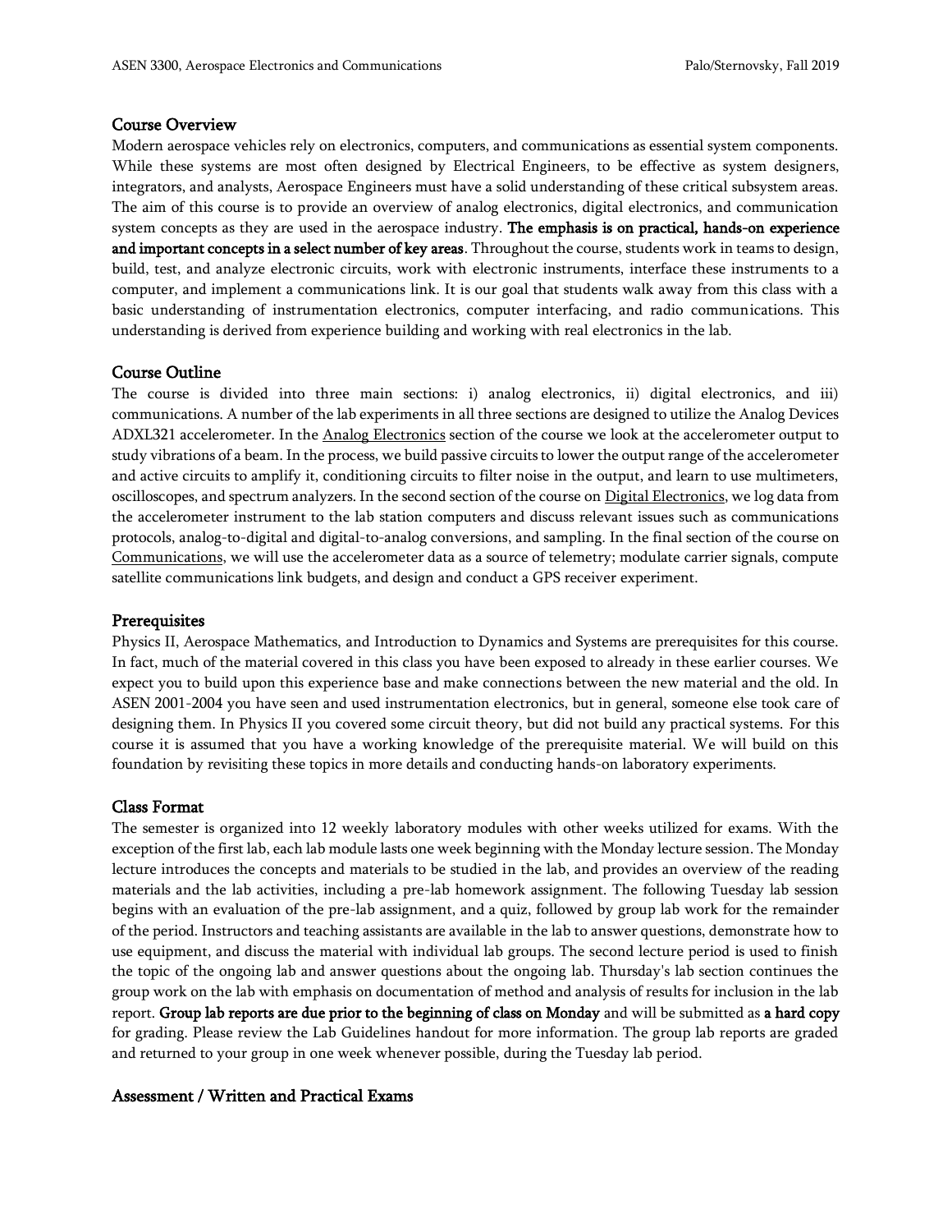## Course Overview

Modern aerospace vehicles rely on electronics, computers, and communications as essential system components. While these systems are most often designed by Electrical Engineers, to be effective as system designers, integrators, and analysts, Aerospace Engineers must have a solid understanding of these critical subsystem areas. The aim of this course is to provide an overview of analog electronics, digital electronics, and communication system concepts as they are used in the aerospace industry. **The emphasis is on practical, hands-on experience and important concepts in a select number of key areas**. Throughout the course, students work in teams to design, build, test, and analyze electronic circuits, work with electronic instruments, interface these instruments to a computer, and implement a communications link. It is our goal that students walk away from this class with a basic understanding of instrumentation electronics, computer interfacing, and radio communications. This understanding is derived from experience building and working with real electronics in the lab.

## Course Outline

The course is divided into three main sections: i) analog electronics, ii) digital electronics, and iii) communications. A number of the lab experiments in all three sections are designed to utilize the Analog Devices ADXL321 accelerometer. In the Analog Electronics section of the course we look at the accelerometer output to study vibrations of a beam. In the process, we build passive circuits to lower the output range of the accelerometer and active circuits to amplify it, conditioning circuits to filter noise in the output, and learn to use multimeters, oscilloscopes, and spectrum analyzers. In the second section of the course on Digital Electronics, we log data from the accelerometer instrument to the lab station computers and discuss relevant issues such as communications protocols, analog-to-digital and digital-to-analog conversions, and sampling. In the final section of the course on Communications, we will use the accelerometer data as a source of telemetry; modulate carrier signals, compute satellite communications link budgets, and design and conduct a GPS receiver experiment.

## Prerequisites

Physics II, Aerospace Mathematics, and Introduction to Dynamics and Systems are prerequisites for this course. In fact, much of the material covered in this class you have been exposed to already in these earlier courses. We expect you to build upon this experience base and make connections between the new material and the old. In ASEN 2001-2004 you have seen and used instrumentation electronics, but in general, someone else took care of designing them. In Physics II you covered some circuit theory, but did not build any practical systems. For this course it is assumed that you have a working knowledge of the prerequisite material. We will build on this foundation by revisiting these topics in more details and conducting hands-on laboratory experiments.

## Class Format

The semester is organized into 12 weekly laboratory modules with other weeks utilized for exams. With the exception of the first lab, each lab module lasts one week beginning with the Monday lecture session. The Monday lecture introduces the concepts and materials to be studied in the lab, and provides an overview of the reading materials and the lab activities, including a pre-lab homework assignment. The following Tuesday lab session begins with an evaluation of the pre-lab assignment, and a quiz, followed by group lab work for the remainder of the period. Instructors and teaching assistants are available in the lab to answer questions, demonstrate how to use equipment, and discuss the material with individual lab groups. The second lecture period is used to finish the topic of the ongoing lab and answer questions about the ongoing lab. Thursday's lab section continues the group work on the lab with emphasis on documentation of method and analysis of results for inclusion in the lab report. **Group lab reports are due prior to the beginning of class on Monday** and will be submitted as **a hard copy** for grading. Please review the Lab Guidelines handout for more information. The group lab reports are graded and returned to your group in one week whenever possible, during the Tuesday lab period.

## Assessment / Written and Practical Exams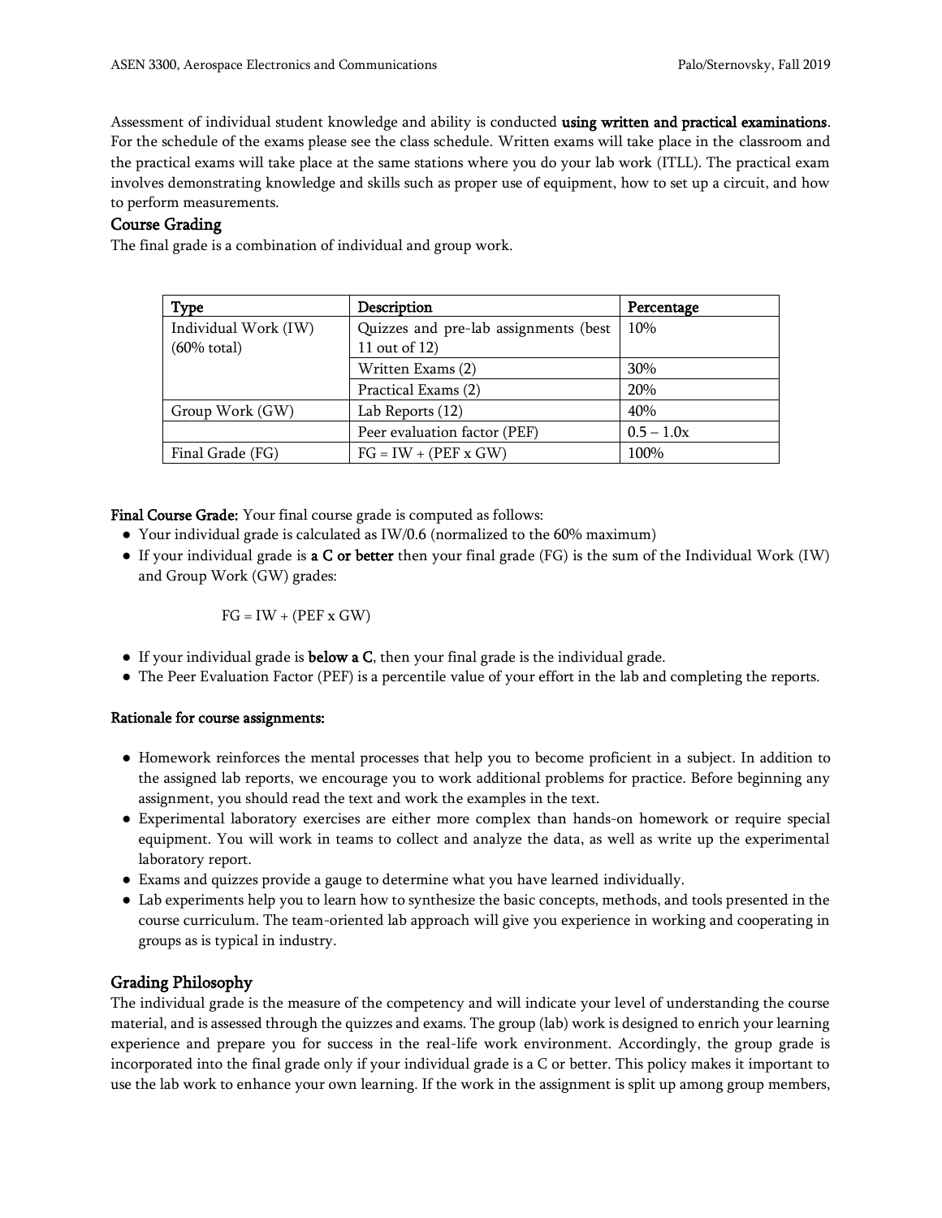Assessment of individual student knowledge and ability is conducted **using written and practical examinations**. For the schedule of the exams please see the class schedule. Written exams will take place in the classroom and the practical exams will take place at the same stations where you do your lab work (ITLL). The practical exam involves demonstrating knowledge and skills such as proper use of equipment, how to set up a circuit, and how to perform measurements.

## Course Grading

The final grade is a combination of individual and group work.

| Type | Description | Percentage |
|---|---|---|
| Individual Work (IW) (60% total) | Quizzes and pre-lab assignments (best 11 out of 12) | 10% |
| | Written Exams (2) | 30% |
| | Practical Exams (2) | 20% |
| Group Work (GW) | Lab Reports (12) | 40% |
| | Peer evaluation factor (PEF) | 0.5 – 1.0x |
| Final Grade (FG) | FG = IW + (PEF x GW) | 100% |

**Final Course Grade:** Your final course grade is computed as follows:

- Your individual grade is calculated as IW/0.6 (normalized to the 60% maximum)
- If your individual grade is **a C or better** then your final grade (FG) is the sum of the Individual Work (IW) and Group Work (GW) grades:

  FG = IW + (PEF x GW)

- If your individual grade is **below a C**, then your final grade is the individual grade.
- The Peer Evaluation Factor (PEF) is a percentile value of your effort in the lab and completing the reports.

**Rationale for course assignments:**

- Homework reinforces the mental processes that help you to become proficient in a subject. In addition to the assigned lab reports, we encourage you to work additional problems for practice. Before beginning any assignment, you should read the text and work the examples in the text.
- Experimental laboratory exercises are either more complex than hands-on homework or require special equipment. You will work in teams to collect and analyze the data, as well as write up the experimental laboratory report.
- Exams and quizzes provide a gauge to determine what you have learned individually.
- Lab experiments help you to learn how to synthesize the basic concepts, methods, and tools presented in the course curriculum. The team-oriented lab approach will give you experience in working and cooperating in groups as is typical in industry.

## Grading Philosophy

The individual grade is the measure of the competency and will indicate your level of understanding the course material, and is assessed through the quizzes and exams. The group (lab) work is designed to enrich your learning experience and prepare you for success in the real-life work environment. Accordingly, the group grade is incorporated into the final grade only if your individual grade is a C or better. This policy makes it important to use the lab work to enhance your own learning. If the work in the assignment is split up among group members,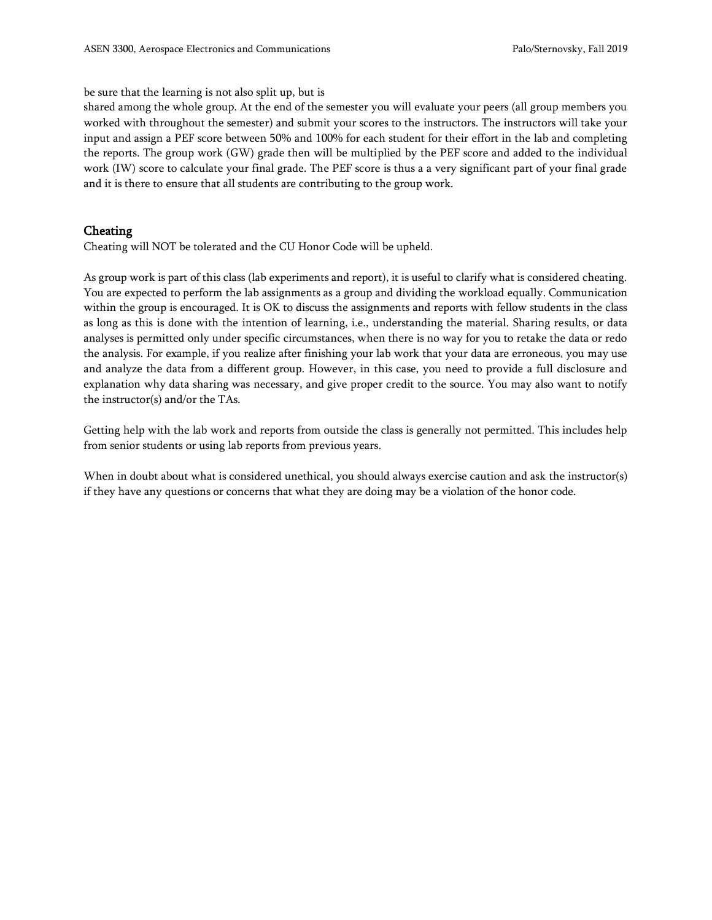be sure that the learning is not also split up, but is
shared among the whole group. At the end of the semester you will evaluate your peers (all group members you worked with throughout the semester) and submit your scores to the instructors. The instructors will take your input and assign a PEF score between 50% and 100% for each student for their effort in the lab and completing the reports. The group work (GW) grade then will be multiplied by the PEF score and added to the individual work (IW) score to calculate your final grade. The PEF score is thus a a very significant part of your final grade and it is there to ensure that all students are contributing to the group work.

## Cheating

Cheating will NOT be tolerated and the CU Honor Code will be upheld.

As group work is part of this class (lab experiments and report), it is useful to clarify what is considered cheating. You are expected to perform the lab assignments as a group and dividing the workload equally. Communication within the group is encouraged. It is OK to discuss the assignments and reports with fellow students in the class as long as this is done with the intention of learning, i.e., understanding the material. Sharing results, or data analyses is permitted only under specific circumstances, when there is no way for you to retake the data or redo the analysis. For example, if you realize after finishing your lab work that your data are erroneous, you may use and analyze the data from a different group. However, in this case, you need to provide a full disclosure and explanation why data sharing was necessary, and give proper credit to the source. You may also want to notify the instructor(s) and/or the TAs.

Getting help with the lab work and reports from outside the class is generally not permitted. This includes help from senior students or using lab reports from previous years.

When in doubt about what is considered unethical, you should always exercise caution and ask the instructor(s) if they have any questions or concerns that what they are doing may be a violation of the honor code.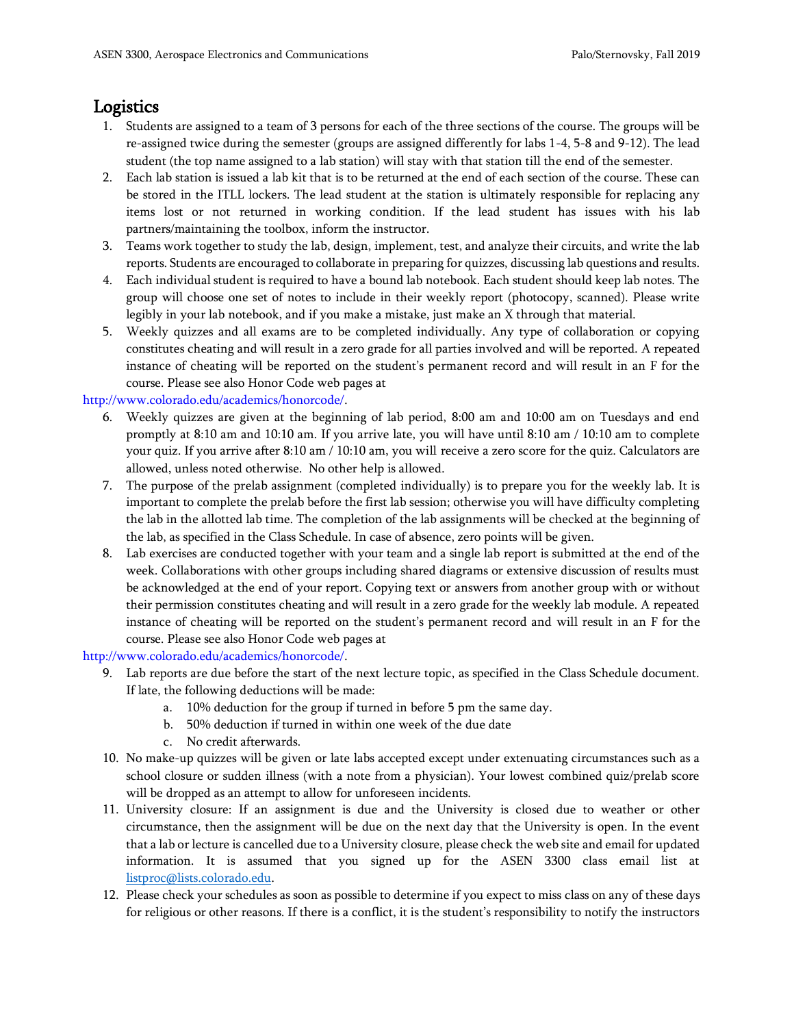# Logistics

1. Students are assigned to a team of 3 persons for each of the three sections of the course. The groups will be re-assigned twice during the semester (groups are assigned differently for labs 1-4, 5-8 and 9-12). The lead student (the top name assigned to a lab station) will stay with that station till the end of the semester.
2. Each lab station is issued a lab kit that is to be returned at the end of each section of the course. These can be stored in the ITLL lockers. The lead student at the station is ultimately responsible for replacing any items lost or not returned in working condition. If the lead student has issues with his lab partners/maintaining the toolbox, inform the instructor.
3. Teams work together to study the lab, design, implement, test, and analyze their circuits, and write the lab reports. Students are encouraged to collaborate in preparing for quizzes, discussing lab questions and results.
4. Each individual student is required to have a bound lab notebook. Each student should keep lab notes. The group will choose one set of notes to include in their weekly report (photocopy, scanned). Please write legibly in your lab notebook, and if you make a mistake, just make an X through that material.
5. Weekly quizzes and all exams are to be completed individually. Any type of collaboration or copying constitutes cheating and will result in a zero grade for all parties involved and will be reported. A repeated instance of cheating will be reported on the student's permanent record and will result in an F for the course. Please see also Honor Code web pages at http://www.colorado.edu/academics/honorcode/.
6. Weekly quizzes are given at the beginning of lab period, 8:00 am and 10:00 am on Tuesdays and end promptly at 8:10 am and 10:10 am. If you arrive late, you will have until 8:10 am / 10:10 am to complete your quiz. If you arrive after 8:10 am / 10:10 am, you will receive a zero score for the quiz. Calculators are allowed, unless noted otherwise. No other help is allowed.
7. The purpose of the prelab assignment (completed individually) is to prepare you for the weekly lab. It is important to complete the prelab before the first lab session; otherwise you will have difficulty completing the lab in the allotted lab time. The completion of the lab assignments will be checked at the beginning of the lab, as specified in the Class Schedule. In case of absence, zero points will be given.
8. Lab exercises are conducted together with your team and a single lab report is submitted at the end of the week. Collaborations with other groups including shared diagrams or extensive discussion of results must be acknowledged at the end of your report. Copying text or answers from another group with or without their permission constitutes cheating and will result in a zero grade for the weekly lab module. A repeated instance of cheating will be reported on the student's permanent record and will result in an F for the course. Please see also Honor Code web pages at http://www.colorado.edu/academics/honorcode/.
9. Lab reports are due before the start of the next lecture topic, as specified in the Class Schedule document. If late, the following deductions will be made:
    a. 10% deduction for the group if turned in before 5 pm the same day.
    b. 50% deduction if turned in within one week of the due date
    c. No credit afterwards.
10. No make-up quizzes will be given or late labs accepted except under extenuating circumstances such as a school closure or sudden illness (with a note from a physician). Your lowest combined quiz/prelab score will be dropped as an attempt to allow for unforeseen incidents.
11. University closure: If an assignment is due and the University is closed due to weather or other circumstance, then the assignment will be due on the next day that the University is open. In the event that a lab or lecture is cancelled due to a University closure, please check the web site and email for updated information. It is assumed that you signed up for the ASEN 3300 class email list at listproc@lists.colorado.edu.
12. Please check your schedules as soon as possible to determine if you expect to miss class on any of these days for religious or other reasons. If there is a conflict, it is the student's responsibility to notify the instructors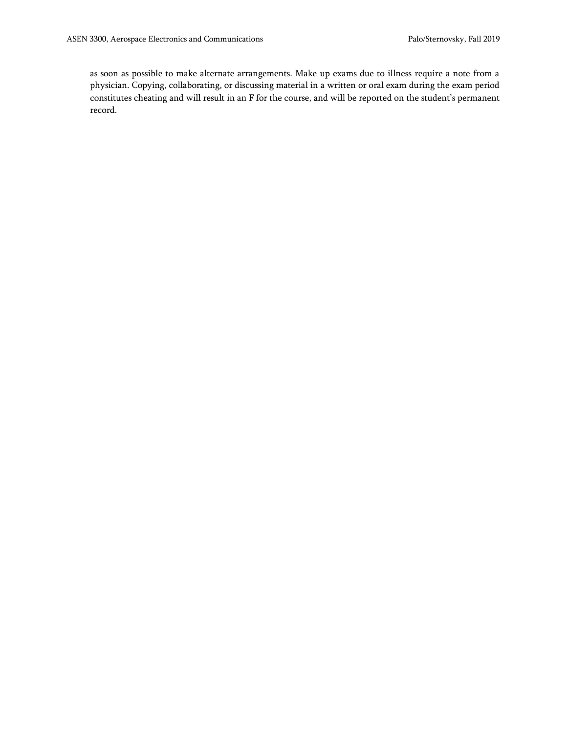as soon as possible to make alternate arrangements. Make up exams due to illness require a note from a physician. Copying, collaborating, or discussing material in a written or oral exam during the exam period constitutes cheating and will result in an F for the course, and will be reported on the student's permanent record.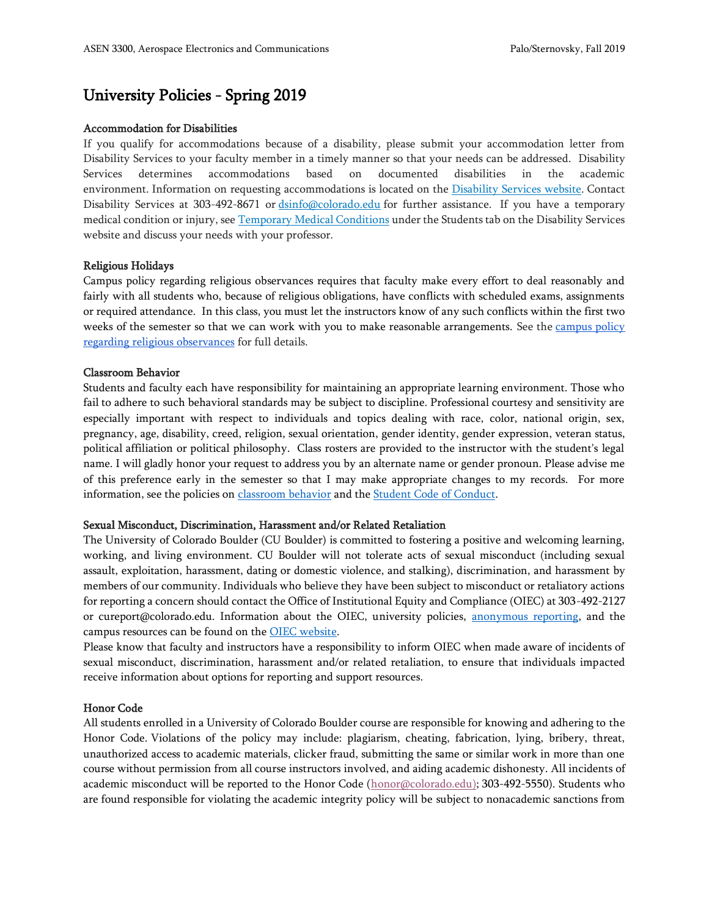# University Policies - Spring 2019

### Accommodation for Disabilities

If you qualify for accommodations because of a disability, please submit your accommodation letter from Disability Services to your faculty member in a timely manner so that your needs can be addressed. Disability Services determines accommodations based on documented disabilities in the academic environment. Information on requesting accommodations is located on the Disability Services website. Contact Disability Services at 303-492-8671 or dsinfo@colorado.edu for further assistance. If you have a temporary medical condition or injury, see Temporary Medical Conditions under the Students tab on the Disability Services website and discuss your needs with your professor.

### Religious Holidays

Campus policy regarding religious observances requires that faculty make every effort to deal reasonably and fairly with all students who, because of religious obligations, have conflicts with scheduled exams, assignments or required attendance. In this class, you must let the instructors know of any such conflicts within the first two weeks of the semester so that we can work with you to make reasonable arrangements. See the campus policy regarding religious observances for full details.

### Classroom Behavior

Students and faculty each have responsibility for maintaining an appropriate learning environment. Those who fail to adhere to such behavioral standards may be subject to discipline. Professional courtesy and sensitivity are especially important with respect to individuals and topics dealing with race, color, national origin, sex, pregnancy, age, disability, creed, religion, sexual orientation, gender identity, gender expression, veteran status, political affiliation or political philosophy. Class rosters are provided to the instructor with the student's legal name. I will gladly honor your request to address you by an alternate name or gender pronoun. Please advise me of this preference early in the semester so that I may make appropriate changes to my records. For more information, see the policies on classroom behavior and the Student Code of Conduct.

### Sexual Misconduct, Discrimination, Harassment and/or Related Retaliation

The University of Colorado Boulder (CU Boulder) is committed to fostering a positive and welcoming learning, working, and living environment. CU Boulder will not tolerate acts of sexual misconduct (including sexual assault, exploitation, harassment, dating or domestic violence, and stalking), discrimination, and harassment by members of our community. Individuals who believe they have been subject to misconduct or retaliatory actions for reporting a concern should contact the Office of Institutional Equity and Compliance (OIEC) at 303-492-2127 or cureport@colorado.edu. Information about the OIEC, university policies, anonymous reporting, and the campus resources can be found on the OIEC website.

Please know that faculty and instructors have a responsibility to inform OIEC when made aware of incidents of sexual misconduct, discrimination, harassment and/or related retaliation, to ensure that individuals impacted receive information about options for reporting and support resources.

### Honor Code

All students enrolled in a University of Colorado Boulder course are responsible for knowing and adhering to the Honor Code. Violations of the policy may include: plagiarism, cheating, fabrication, lying, bribery, threat, unauthorized access to academic materials, clicker fraud, submitting the same or similar work in more than one course without permission from all course instructors involved, and aiding academic dishonesty. All incidents of academic misconduct will be reported to the Honor Code (honor@colorado.edu); 303-492-5550). Students who are found responsible for violating the academic integrity policy will be subject to nonacademic sanctions from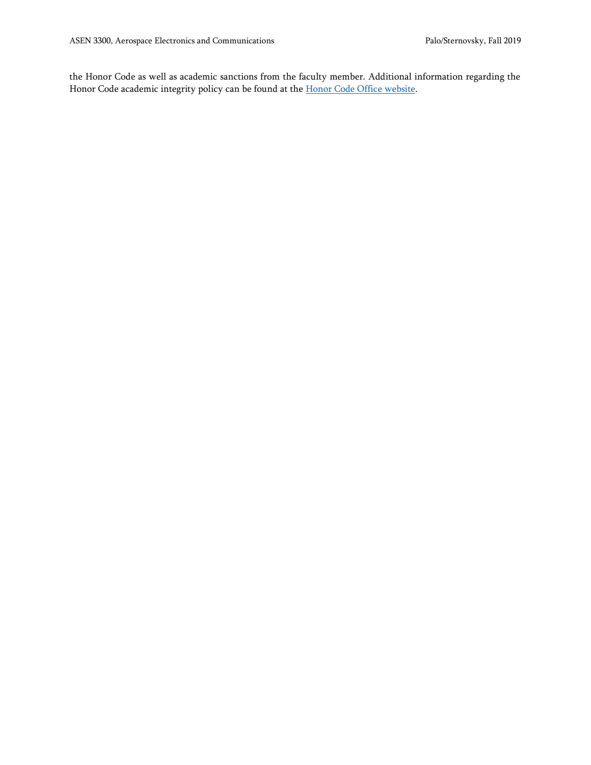the Honor Code as well as academic sanctions from the faculty member. Additional information regarding the Honor Code academic integrity policy can be found at the Honor Code Office website.